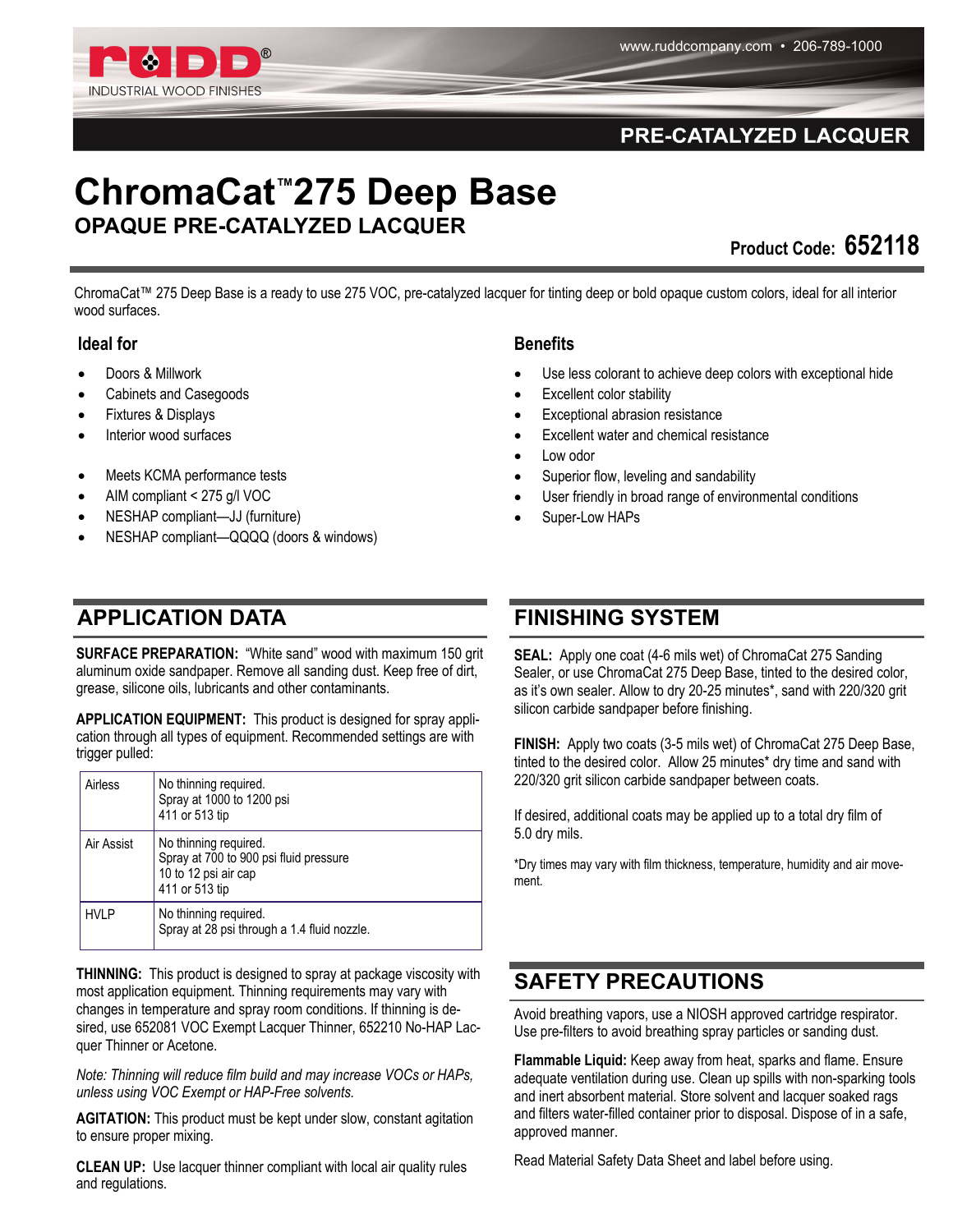# ChromaCat™275 Deep Base

## OPAQUE PRE-CATALYZED LACQUER

PRE-CATALYZED LACQUER

**Product Code: 652118**

ChromaCat™ 275 Deep Base is a ready to use 275 VOC, pre-catalyzed lacquer for tinting deep or bold opaque custom colors, ideal for all interior wood surfaces.

### Ideal for

- Doors & Millwork
- Cabinets and Casegoods
- Fixtures & Displays
- Interior wood surfaces

- Meets KCMA performance tests
- AIM compliant < 275 g/l VOC
- NESHAP compliant—JJ (furniture)
- NESHAP compliant—QQQQ (doors & windows)

### Benefits

- Use less colorant to achieve deep colors with exceptional hide
- Excellent color stability
- Exceptional abrasion resistance
- Excellent water and chemical resistance
- Low odor
- Superior flow, leveling and sandability
- User friendly in broad range of environmental conditions
- Super-Low HAPs

## APPLICATION DATA

**SURFACE PREPARATION:** "White sand" wood with maximum 150 grit aluminum oxide sandpaper. Remove all sanding dust. Keep free of dirt, grease, silicone oils, lubricants and other contaminants.

**APPLICATION EQUIPMENT:** This product is designed for spray application through all types of equipment. Recommended settings are with trigger pulled:

| | |
|---|---|
| Airless | No thinning required.<br>Spray at 1000 to 1200 psi<br>411 or 513 tip |
| Air Assist | No thinning required.<br>Spray at 700 to 900 psi fluid pressure<br>10 to 12 psi air cap<br>411 or 513 tip |
| HVLP | No thinning required.<br>Spray at 28 psi through a 1.4 fluid nozzle. |

**THINNING:** This product is designed to spray at package viscosity with most application equipment. Thinning requirements may vary with changes in temperature and spray room conditions. If thinning is desired, use 652081 VOC Exempt Lacquer Thinner, 652210 No-HAP Lacquer Thinner or Acetone.

*Note: Thinning will reduce film build and may increase VOCs or HAPs, unless using VOC Exempt or HAP-Free solvents.*

**AGITATION:** This product must be kept under slow, constant agitation to ensure proper mixing.

**CLEAN UP:** Use lacquer thinner compliant with local air quality rules and regulations.

## FINISHING SYSTEM

**SEAL:** Apply one coat (4-6 mils wet) of ChromaCat 275 Sanding Sealer, or use ChromaCat 275 Deep Base, tinted to the desired color, as it's own sealer. Allow to dry 20-25 minutes*, sand with 220/320 grit silicon carbide sandpaper before finishing.

**FINISH:** Apply two coats (3-5 mils wet) of ChromaCat 275 Deep Base, tinted to the desired color. Allow 25 minutes* dry time and sand with 220/320 grit silicon carbide sandpaper between coats.

If desired, additional coats may be applied up to a total dry film of 5.0 dry mils.

*Dry times may vary with film thickness, temperature, humidity and air movement.

## SAFETY PRECAUTIONS

Avoid breathing vapors, use a NIOSH approved cartridge respirator. Use pre-filters to avoid breathing spray particles or sanding dust.

**Flammable Liquid:** Keep away from heat, sparks and flame. Ensure adequate ventilation during use. Clean up spills with non-sparking tools and inert absorbent material. Store solvent and lacquer soaked rags and filters water-filled container prior to disposal. Dispose of in a safe, approved manner.

Read Material Safety Data Sheet and label before using.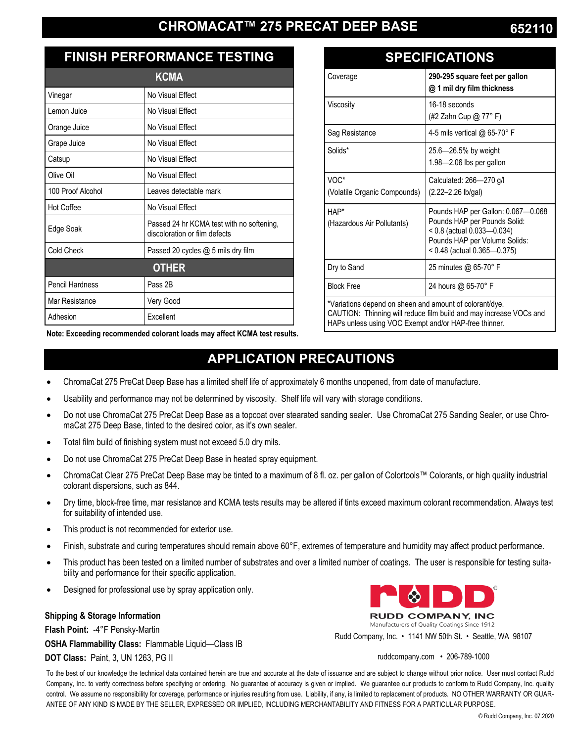# CHROMACAT™ 275 PRECAT DEEP BASE

652110

## FINISH PERFORMANCE TESTING

| KCMA | |
|---|---|
| Vinegar | No Visual Effect |
| Lemon Juice | No Visual Effect |
| Orange Juice | No Visual Effect |
| Grape Juice | No Visual Effect |
| Catsup | No Visual Effect |
| Olive Oil | No Visual Effect |
| 100 Proof Alcohol | Leaves detectable mark |
| Hot Coffee | No Visual Effect |
| Edge Soak | Passed 24 hr KCMA test with no softening, discoloration or film defects |
| Cold Check | Passed 20 cycles @ 5 mils dry film |
| **OTHER** | |
| Pencil Hardness | Pass 2B |
| Mar Resistance | Very Good |
| Adhesion | Excellent |

**Note: Exceeding recommended colorant loads may affect KCMA test results.**

## SPECIFICATIONS

| | |
|---|---|
| Coverage | **290-295 square feet per gallon @ 1 mil dry film thickness** |
| Viscosity | 16-18 seconds (#2 Zahn Cup @ 77° F) |
| Sag Resistance | 4-5 mils vertical @ 65-70° F |
| Solids* | 25.6—26.5% by weight 1.98—2.06 lbs per gallon |
| VOC* (Volatile Organic Compounds) | Calculated: 266—270 g/l (2.22–2.26 lb/gal) |
| HAP* (Hazardous Air Pollutants) | Pounds HAP per Gallon: 0.067—0.068 Pounds HAP per Pounds Solid: < 0.8 (actual 0.033—0.034) Pounds HAP per Volume Solids: < 0.48 (actual 0.365—0.375) |
| Dry to Sand | 25 minutes @ 65-70° F |
| Block Free | 24 hours @ 65-70° F |

*Variations depend on sheen and amount of colorant/dye.
CAUTION: Thinning will reduce film build and may increase VOCs and HAPs unless using VOC Exempt and/or HAP-free thinner.

## APPLICATION PRECAUTIONS

- ChromaCat 275 PreCat Deep Base has a limited shelf life of approximately 6 months unopened, from date of manufacture.
- Usability and performance may not be determined by viscosity. Shelf life will vary with storage conditions.
- Do not use ChromaCat 275 PreCat Deep Base as a topcoat over stearated sanding sealer. Use ChromaCat 275 Sanding Sealer, or use ChromaCat 275 Deep Base, tinted to the desired color, as it's own sealer.
- Total film build of finishing system must not exceed 5.0 dry mils.
- Do not use ChromaCat 275 PreCat Deep Base in heated spray equipment.
- ChromaCat Clear 275 PreCat Deep Base may be tinted to a maximum of 8 fl. oz. per gallon of Colortools™ Colorants, or high quality industrial colorant dispersions, such as 844.
- Dry time, block-free time, mar resistance and KCMA tests results may be altered if tints exceed maximum colorant recommendation. Always test for suitability of intended use.
- This product is not recommended for exterior use.
- Finish, substrate and curing temperatures should remain above 60°F, extremes of temperature and humidity may affect product performance.
- This product has been tested on a limited number of substrates and over a limited number of coatings. The user is responsible for testing suitability and performance for their specific application.
- Designed for professional use by spray application only.

**Shipping & Storage Information**

**Flash Point:** -4°F Pensky-Martin

**OSHA Flammability Class:** Flammable Liquid—Class IB

**DOT Class:** Paint, 3, UN 1263, PG II

RUDD COMPANY, INC
Manufacturers of Quality Coatings Since 1912

Rudd Company, Inc. • 1141 NW 50th St. • Seattle, WA 98107

ruddcompany.com • 206-789-1000

To the best of our knowledge the technical data contained herein are true and accurate at the date of issuance and are subject to change without prior notice. User must contact Rudd Company, Inc. to verify correctness before specifying or ordering. No guarantee of accuracy is given or implied. We guarantee our products to conform to Rudd Company, Inc. quality control. We assume no responsibility for coverage, performance or injuries resulting from use. Liability, if any, is limited to replacement of products. NO OTHER WARRANTY OR GUARANTEE OF ANY KIND IS MADE BY THE SELLER, EXPRESSED OR IMPLIED, INCLUDING MERCHANTABILITY AND FITNESS FOR A PARTICULAR PURPOSE.

© Rudd Company, Inc. 07.2020